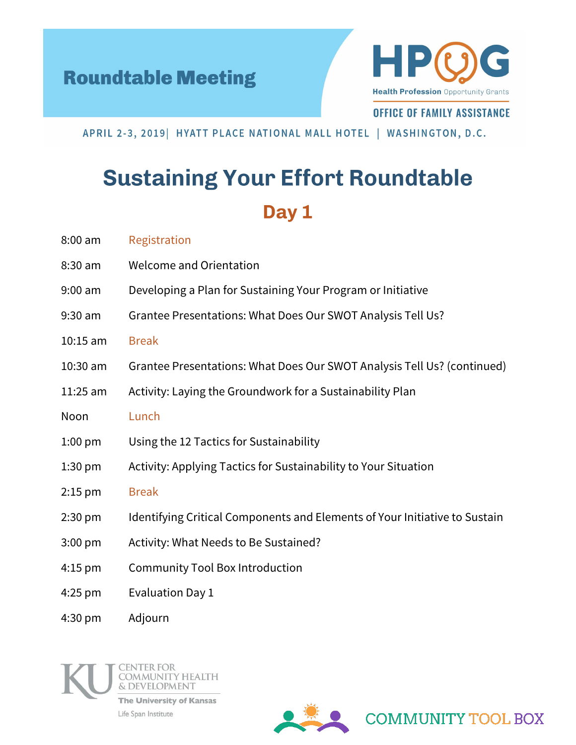**Roundtable Meeting**

HPOG
Health Profession Opportunity Grants
OFFICE OF FAMILY ASSISTANCE

APRIL 2-3, 2019| HYATT PLACE NATIONAL MALL HOTEL | WASHINGTON, D.C.

# Sustaining Your Effort Roundtable

## Day 1

| | |
|---|---|
| 8:00 am | Registration |
| 8:30 am | Welcome and Orientation |
| 9:00 am | Developing a Plan for Sustaining Your Program or Initiative |
| 9:30 am | Grantee Presentations: What Does Our SWOT Analysis Tell Us? |
| 10:15 am | Break |
| 10:30 am | Grantee Presentations: What Does Our SWOT Analysis Tell Us? (continued) |
| 11:25 am | Activity: Laying the Groundwork for a Sustainability Plan |
| Noon | Lunch |
| 1:00 pm | Using the 12 Tactics for Sustainability |
| 1:30 pm | Activity: Applying Tactics for Sustainability to Your Situation |
| 2:15 pm | Break |
| 2:30 pm | Identifying Critical Components and Elements of Your Initiative to Sustain |
| 3:00 pm | Activity: What Needs to Be Sustained? |
| 4:15 pm | Community Tool Box Introduction |
| 4:25 pm | Evaluation Day 1 |
| 4:30 pm | Adjourn |

KU CENTER FOR COMMUNITY HEALTH & DEVELOPMENT
The University of Kansas
Life Span Institute

COMMUNITY TOOL BOX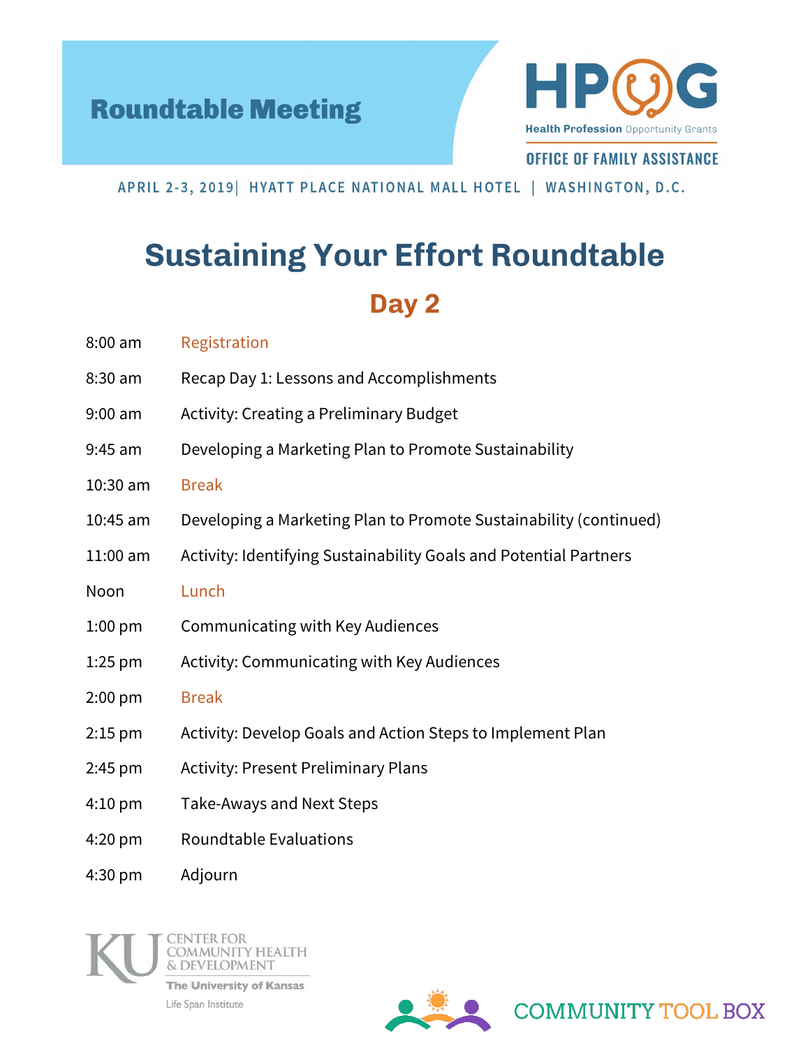**Roundtable Meeting**

**HPOG**
Health Profession Opportunity Grants
OFFICE OF FAMILY ASSISTANCE

APRIL 2-3, 2019 | HYATT PLACE NATIONAL MALL HOTEL | WASHINGTON, D.C.

# Sustaining Your Effort Roundtable

## Day 2

| | |
|---|---|
| 8:00 am | Registration |
| 8:30 am | Recap Day 1: Lessons and Accomplishments |
| 9:00 am | Activity: Creating a Preliminary Budget |
| 9:45 am | Developing a Marketing Plan to Promote Sustainability |
| 10:30 am | Break |
| 10:45 am | Developing a Marketing Plan to Promote Sustainability (continued) |
| 11:00 am | Activity: Identifying Sustainability Goals and Potential Partners |
| Noon | Lunch |
| 1:00 pm | Communicating with Key Audiences |
| 1:25 pm | Activity: Communicating with Key Audiences |
| 2:00 pm | Break |
| 2:15 pm | Activity: Develop Goals and Action Steps to Implement Plan |
| 2:45 pm | Activity: Present Preliminary Plans |
| 4:10 pm | Take-Aways and Next Steps |
| 4:20 pm | Roundtable Evaluations |
| 4:30 pm | Adjourn |

KU CENTER FOR COMMUNITY HEALTH & DEVELOPMENT
The University of Kansas
Life Span Institute

COMMUNITY TOOL BOX